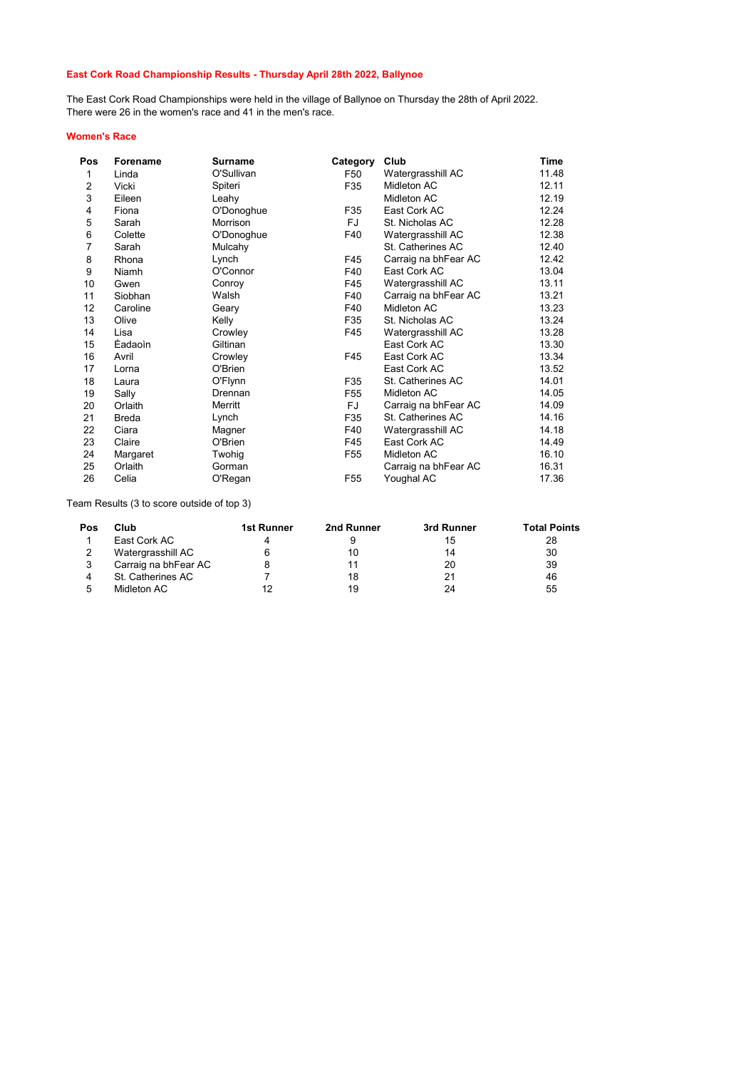## East Cork Road Championship Results - Thursday April 28th 2022, Ballynoe

The East Cork Road Championships were held in the village of Ballynoe on Thursday the 28th of April 2022.
There were 26 in the women's race and 41 in the men's race.

### Women's Race

| Pos | Forename | Surname | Category | Club | Time |
|---|---|---|---|---|---|
| 1 | Linda | O'Sullivan | F50 | Watergrasshill AC | 11.48 |
| 2 | Vicki | Spiteri | F35 | Midleton AC | 12.11 |
| 3 | Eileen | Leahy | | Midleton AC | 12.19 |
| 4 | Fiona | O'Donoghue | F35 | East Cork AC | 12.24 |
| 5 | Sarah | Morrison | FJ | St. Nicholas AC | 12.28 |
| 6 | Colette | O'Donoghue | F40 | Watergrasshill AC | 12.38 |
| 7 | Sarah | Mulcahy | | St. Catherines AC | 12.40 |
| 8 | Rhona | Lynch | F45 | Carraig na bhFear AC | 12.42 |
| 9 | Niamh | O'Connor | F40 | East Cork AC | 13.04 |
| 10 | Gwen | Conroy | F45 | Watergrasshill AC | 13.11 |
| 11 | Siobhan | Walsh | F40 | Carraig na bhFear AC | 13.21 |
| 12 | Caroline | Geary | F40 | Midleton AC | 13.23 |
| 13 | Olive | Kelly | F35 | St. Nicholas AC | 13.24 |
| 14 | Lisa | Crowley | F45 | Watergrasshill AC | 13.28 |
| 15 | Éadaoìn | Giltinan | | East Cork AC | 13.30 |
| 16 | Avril | Crowley | F45 | East Cork AC | 13.34 |
| 17 | Lorna | O'Brien | | East Cork AC | 13.52 |
| 18 | Laura | O'Flynn | F35 | St. Catherines AC | 14.01 |
| 19 | Sally | Drennan | F55 | Midleton AC | 14.05 |
| 20 | Orlaith | Merritt | FJ | Carraig na bhFear AC | 14.09 |
| 21 | Breda | Lynch | F35 | St. Catherines AC | 14.16 |
| 22 | Ciara | Magner | F40 | Watergrasshill AC | 14.18 |
| 23 | Claire | O'Brien | F45 | East Cork AC | 14.49 |
| 24 | Margaret | Twohig | F55 | Midleton AC | 16.10 |
| 25 | Orlaith | Gorman | | Carraig na bhFear AC | 16.31 |
| 26 | Celia | O'Regan | F55 | Youghal AC | 17.36 |

Team Results (3 to score outside of top 3)

| Pos | Club | 1st Runner | 2nd Runner | 3rd Runner | Total Points |
|---|---|---|---|---|---|
| 1 | East Cork AC | 4 | 9 | 15 | 28 |
| 2 | Watergrasshill AC | 6 | 10 | 14 | 30 |
| 3 | Carraig na bhFear AC | 8 | 11 | 20 | 39 |
| 4 | St. Catherines AC | 7 | 18 | 21 | 46 |
| 5 | Midleton AC | 12 | 19 | 24 | 55 |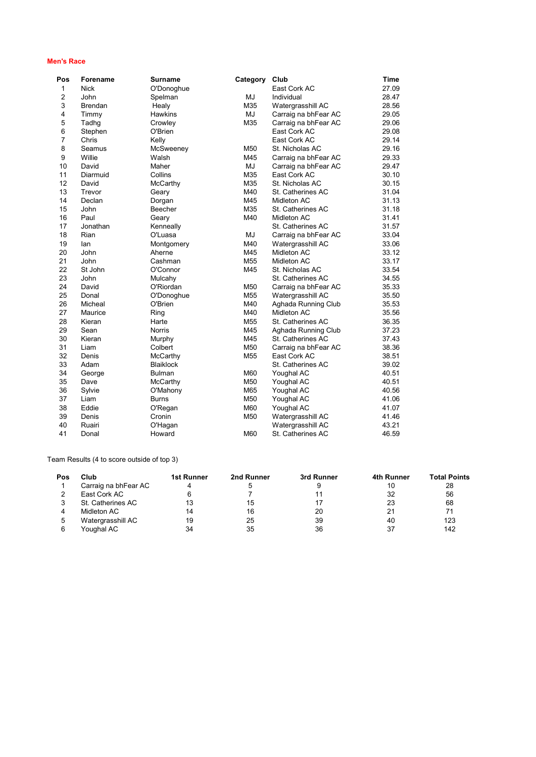**Men's Race**

| Pos | Forename | Surname | Category | Club | Time |
|---|---|---|---|---|---|
| 1 | Nick | O'Donoghue | | East Cork AC | 27.09 |
| 2 | John | Spelman | MJ | Individual | 28.47 |
| 3 | Brendan | Healy | M35 | Watergrasshill AC | 28.56 |
| 4 | Timmy | Hawkins | MJ | Carraig na bhFear AC | 29.05 |
| 5 | Tadhg | Crowley | M35 | Carraig na bhFear AC | 29.06 |
| 6 | Stephen | O'Brien | | East Cork AC | 29.08 |
| 7 | Chris | Kelly | | East Cork AC | 29.14 |
| 8 | Seamus | McSweeney | M50 | St. Nicholas AC | 29.16 |
| 9 | Willie | Walsh | M45 | Carraig na bhFear AC | 29.33 |
| 10 | David | Maher | MJ | Carraig na bhFear AC | 29.47 |
| 11 | Diarmuid | Collins | M35 | East Cork AC | 30.10 |
| 12 | David | McCarthy | M35 | St. Nicholas AC | 30.15 |
| 13 | Trevor | Geary | M40 | St. Catherines AC | 31.04 |
| 14 | Declan | Dorgan | M45 | Midleton AC | 31.13 |
| 15 | John | Beecher | M35 | St. Catherines AC | 31.18 |
| 16 | Paul | Geary | M40 | Midleton AC | 31.41 |
| 17 | Jonathan | Kenneally | | St. Catherines AC | 31.57 |
| 18 | Rian | O'Luasa | MJ | Carraig na bhFear AC | 33.04 |
| 19 | Ian | Montgomery | M40 | Watergrasshill AC | 33.06 |
| 20 | John | Aherne | M45 | Midleton AC | 33.12 |
| 21 | John | Cashman | M55 | Midleton AC | 33.17 |
| 22 | St John | O'Connor | M45 | St. Nicholas AC | 33.54 |
| 23 | John | Mulcahy | | St. Catherines AC | 34.55 |
| 24 | David | O'Riordan | M50 | Carraig na bhFear AC | 35.33 |
| 25 | Donal | O'Donoghue | M55 | Watergrasshill AC | 35.50 |
| 26 | Micheal | O'Brien | M40 | Aghada Running Club | 35.53 |
| 27 | Maurice | Ring | M40 | Midleton AC | 35.56 |
| 28 | Kieran | Harte | M55 | St. Catherines AC | 36.35 |
| 29 | Sean | Norris | M45 | Aghada Running Club | 37.23 |
| 30 | Kieran | Murphy | M45 | St. Catherines AC | 37.43 |
| 31 | Liam | Colbert | M50 | Carraig na bhFear AC | 38.36 |
| 32 | Denis | McCarthy | M55 | East Cork AC | 38.51 |
| 33 | Adam | Blaiklock | | St. Catherines AC | 39.02 |
| 34 | George | Bulman | M60 | Youghal AC | 40.51 |
| 35 | Dave | McCarthy | M50 | Youghal AC | 40.51 |
| 36 | Sylvie | O'Mahony | M65 | Youghal AC | 40.56 |
| 37 | Liam | Burns | M50 | Youghal AC | 41.06 |
| 38 | Eddie | O'Regan | M60 | Youghal AC | 41.07 |
| 39 | Denis | Cronin | M50 | Watergrasshill AC | 41.46 |
| 40 | Ruairi | O'Hagan | | Watergrasshill AC | 43.21 |
| 41 | Donal | Howard | M60 | St. Catherines AC | 46.59 |

Team Results (4 to score outside of top 3)

| Pos | Club | 1st Runner | 2nd Runner | 3rd Runner | 4th Runner | Total Points |
|---|---|---|---|---|---|---|
| 1 | Carraig na bhFear AC | 4 | 5 | 9 | 10 | 28 |
| 2 | East Cork AC | 6 | 7 | 11 | 32 | 56 |
| 3 | St. Catherines AC | 13 | 15 | 17 | 23 | 68 |
| 4 | Midleton AC | 14 | 16 | 20 | 21 | 71 |
| 5 | Watergrasshill AC | 19 | 25 | 39 | 40 | 123 |
| 6 | Youghal AC | 34 | 35 | 36 | 37 | 142 |